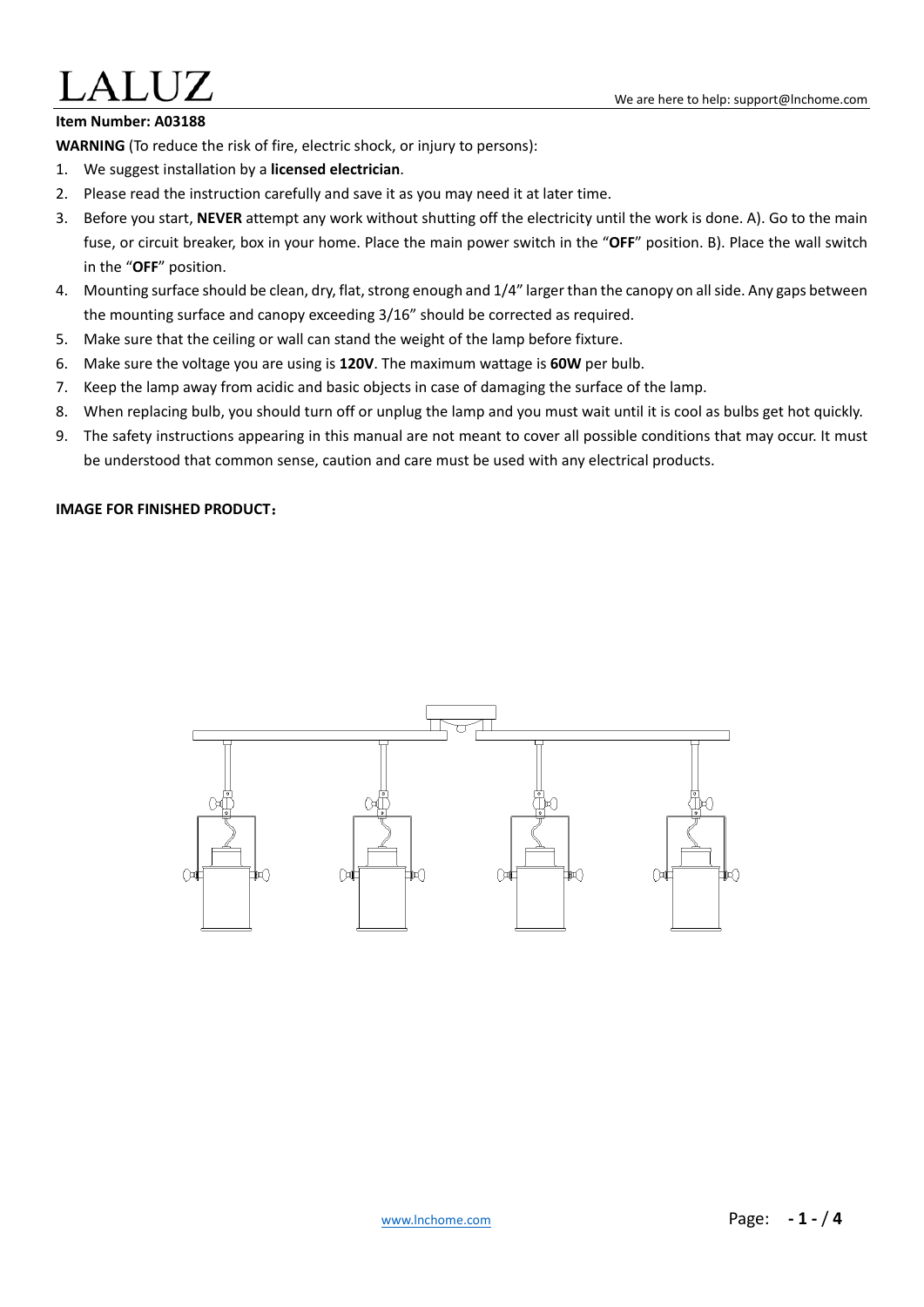# LALUZ

We are here to help: support@lnchome.com

**Item Number: A03188**

**WARNING** (To reduce the risk of fire, electric shock, or injury to persons):

1. We suggest installation by a **licensed electrician**.
2. Please read the instruction carefully and save it as you may need it at later time.
3. Before you start, **NEVER** attempt any work without shutting off the electricity until the work is done. A). Go to the main fuse, or circuit breaker, box in your home. Place the main power switch in the "**OFF**" position. B). Place the wall switch in the "**OFF**" position.
4. Mounting surface should be clean, dry, flat, strong enough and 1/4" larger than the canopy on all side. Any gaps between the mounting surface and canopy exceeding 3/16" should be corrected as required.
5. Make sure that the ceiling or wall can stand the weight of the lamp before fixture.
6. Make sure the voltage you are using is **120V**. The maximum wattage is **60W** per bulb.
7. Keep the lamp away from acidic and basic objects in case of damaging the surface of the lamp.
8. When replacing bulb, you should turn off or unplug the lamp and you must wait until it is cool as bulbs get hot quickly.
9. The safety instructions appearing in this manual are not meant to cover all possible conditions that may occur. It must be understood that common sense, caution and care must be used with any electrical products.

**IMAGE FOR FINISHED PRODUCT：**

www.lnchome.com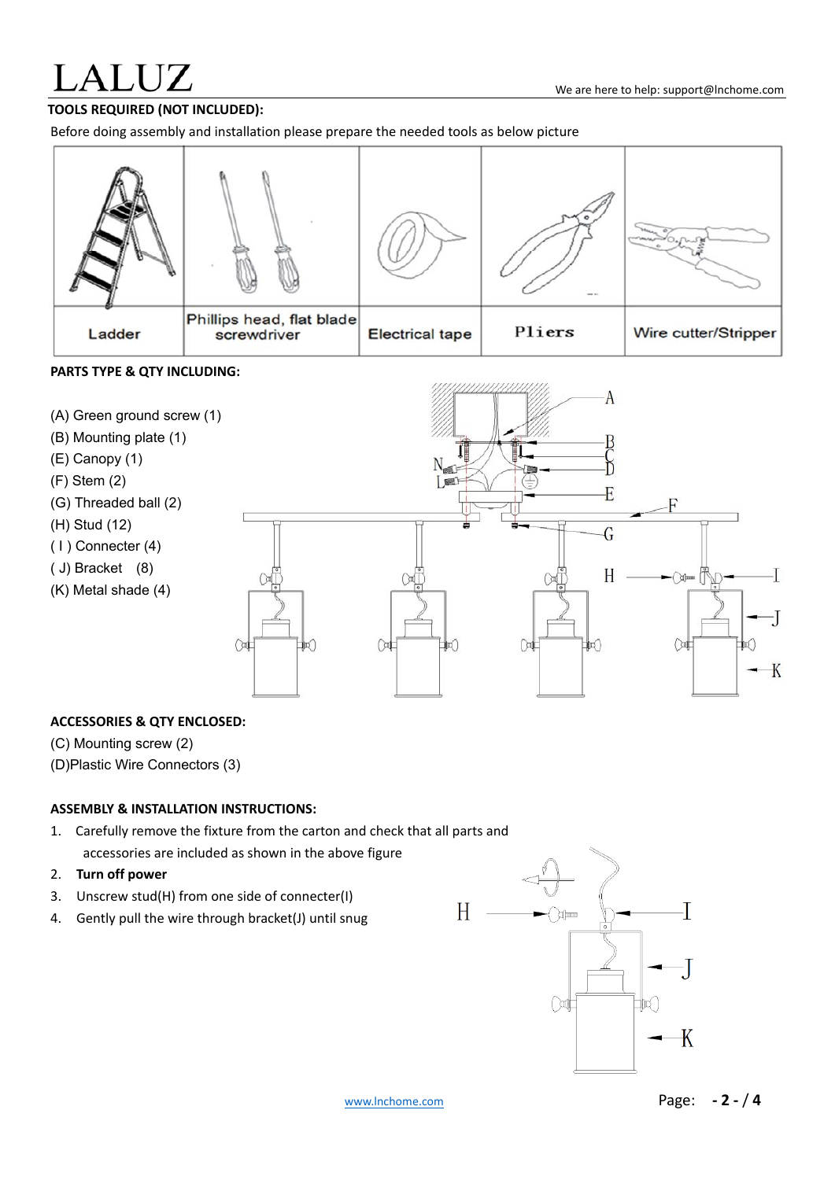**TOOLS REQUIRED (NOT INCLUDED):**

Before doing assembly and installation please prepare the needed tools as below picture

| Ladder | Phillips head, flat blade screwdriver | Electrical tape | Pliers | Wire cutter/Stripper |
|---|---|---|---|---|

**PARTS TYPE & QTY INCLUDING:**

(A) Green ground screw (1)
(B) Mounting plate (1)
(E) Canopy (1)
(F) Stem (2)
(G) Threaded ball (2)
(H) Stud (12)
( I ) Connecter (4)
( J) Bracket (8)
(K) Metal shade (4)

**ACCESSORIES & QTY ENCLOSED:**

(C) Mounting screw (2)
(D)Plastic Wire Connectors (3)

**ASSEMBLY & INSTALLATION INSTRUCTIONS:**

1. Carefully remove the fixture from the carton and check that all parts and accessories are included as shown in the above figure
2. **Turn off power**
3. Unscrew stud(H) from one side of connecter(I)
4. Gently pull the wire through bracket(J) until snug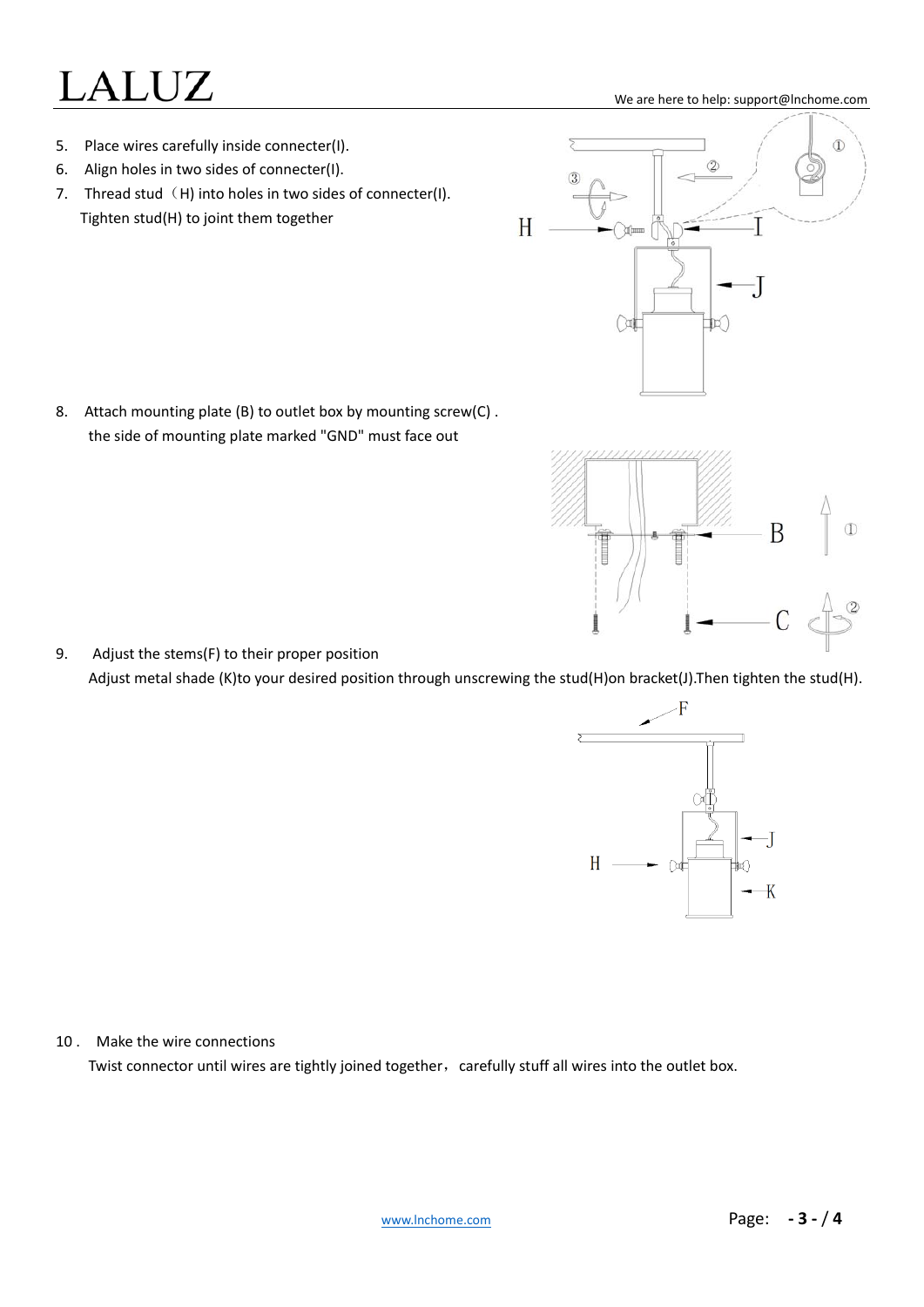5. Place wires carefully inside connecter(I).
6. Align holes in two sides of connecter(I).
7. Thread stud（H) into holes in two sides of connecter(I).
   Tighten stud(H) to joint them together

8. Attach mounting plate (B) to outlet box by mounting screw(C) .
   the side of mounting plate marked "GND" must face out

9. Adjust the stems(F) to their proper position
   Adjust metal shade (K)to your desired position through unscrewing the stud(H)on bracket(J).Then tighten the stud(H).

10 . Make the wire connections
   Twist connector until wires are tightly joined together，carefully stuff all wires into the outlet box.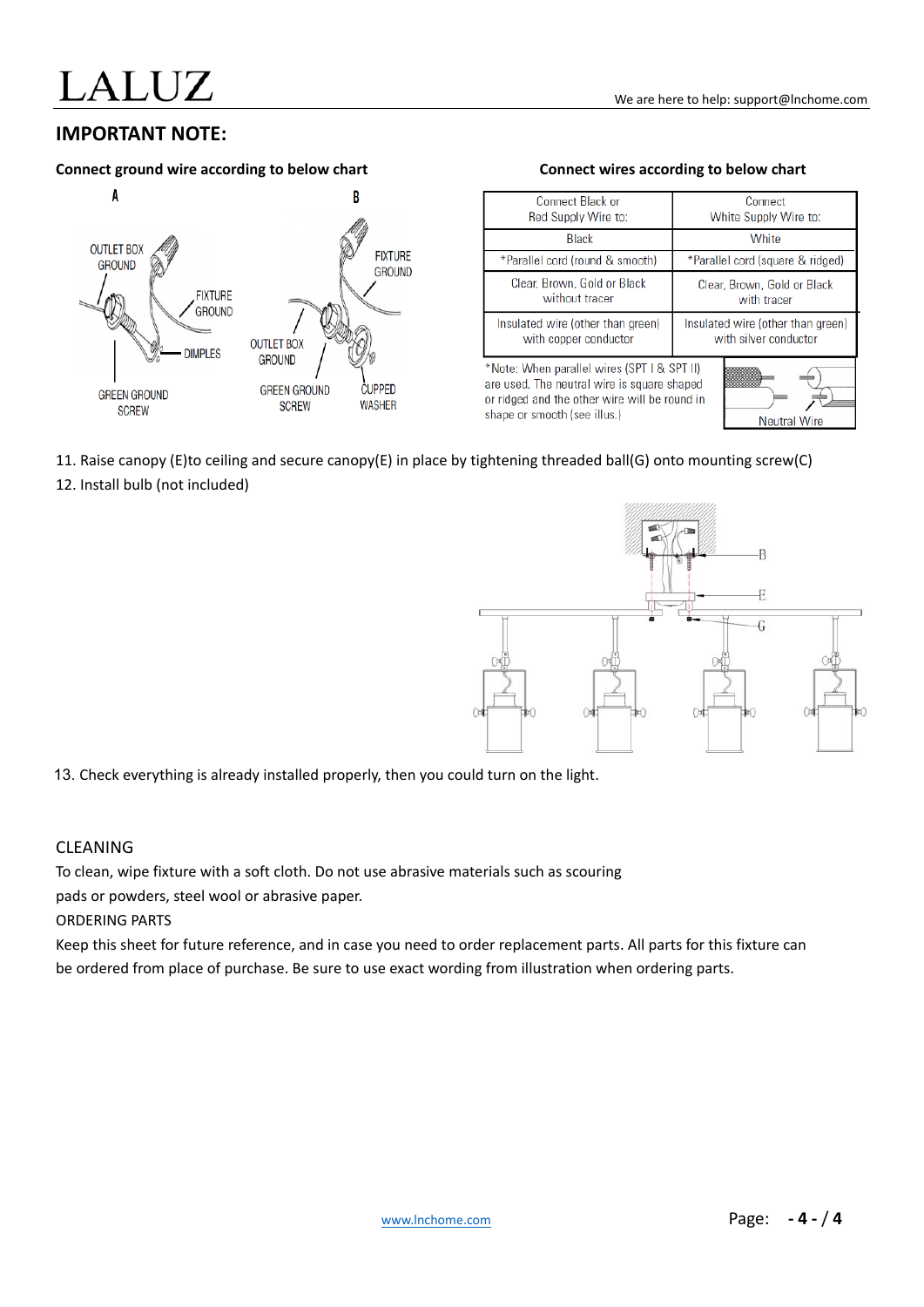## IMPORTANT NOTE:

**Connect ground wire according to below chart**

A

OUTLET BOX GROUND

FIXTURE GROUND

DIMPLES

GREEN GROUND SCREW

B

FIXTURE GROUND

OUTLET BOX GROUND

GREEN GROUND SCREW

CUPPED WASHER

**Connect wires according to below chart**

| Connect Black or Red Supply Wire to: | Connect White Supply Wire to: |
|---|---|
| Black | White |
| *Parallel cord (round & smooth) | *Parallel cord (square & ridged) |
| Clear, Brown, Gold or Black without tracer | Clear, Brown, Gold or Black with tracer |
| Insulated wire (other than green) with copper conductor | Insulated wire (other than green) with silver conductor |

*Note: When parallel wires (SPT I & SPT II) are used. The neutral wire is square shaped or ridged and the other wire will be round in shape or smooth (see illus.)

Neutral Wire

11. Raise canopy (E)to ceiling and secure canopy(E) in place by tightening threaded ball(G) onto mounting screw(C)
12. Install bulb (not included)

B

E

G

13. Check everything is already installed properly, then you could turn on the light.

CLEANING

To clean, wipe fixture with a soft cloth. Do not use abrasive materials such as scouring pads or powders, steel wool or abrasive paper.

ORDERING PARTS

Keep this sheet for future reference, and in case you need to order replacement parts. All parts for this fixture can be ordered from place of purchase. Be sure to use exact wording from illustration when ordering parts.